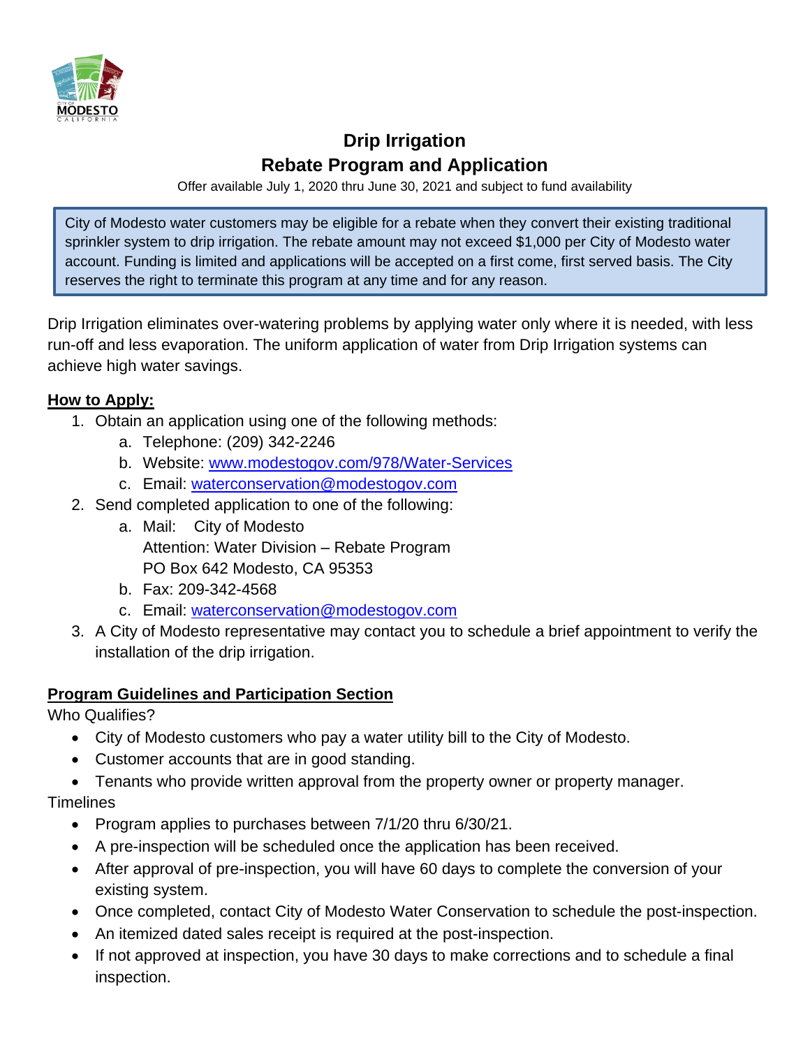# Drip Irrigation
# Rebate Program and Application

Offer available July 1, 2020 thru June 30, 2021 and subject to fund availability

> City of Modesto water customers may be eligible for a rebate when they convert their existing traditional sprinkler system to drip irrigation. The rebate amount may not exceed $1,000 per City of Modesto water account. Funding is limited and applications will be accepted on a first come, first served basis. The City reserves the right to terminate this program at any time and for any reason.

Drip Irrigation eliminates over-watering problems by applying water only where it is needed, with less run-off and less evaporation. The uniform application of water from Drip Irrigation systems can achieve high water savings.

**<u>How to Apply:</u>**

1. Obtain an application using one of the following methods:
   a. Telephone: (209) 342-2246
   b. Website: www.modestogov.com/978/Water-Services
   c. Email: waterconservation@modestogov.com
2. Send completed application to one of the following:
   a. Mail: City of Modesto
      Attention: Water Division – Rebate Program
      PO Box 642 Modesto, CA 95353
   b. Fax: 209-342-4568
   c. Email: waterconservation@modestogov.com
3. A City of Modesto representative may contact you to schedule a brief appointment to verify the installation of the drip irrigation.

**<u>Program Guidelines and Participation Section</u>**

Who Qualifies?

- City of Modesto customers who pay a water utility bill to the City of Modesto.
- Customer accounts that are in good standing.
- Tenants who provide written approval from the property owner or property manager.

Timelines

- Program applies to purchases between 7/1/20 thru 6/30/21.
- A pre-inspection will be scheduled once the application has been received.
- After approval of pre-inspection, you will have 60 days to complete the conversion of your existing system.
- Once completed, contact City of Modesto Water Conservation to schedule the post-inspection.
- An itemized dated sales receipt is required at the post-inspection.
- If not approved at inspection, you have 30 days to make corrections and to schedule a final inspection.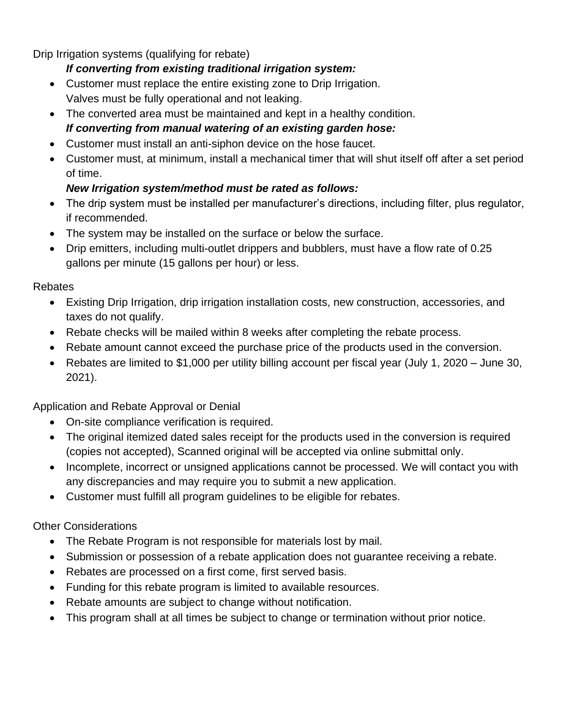Drip Irrigation systems (qualifying for rebate)

***If converting from existing traditional irrigation system:***

- Customer must replace the entire existing zone to Drip Irrigation.
  Valves must be fully operational and not leaking.
- The converted area must be maintained and kept in a healthy condition.

***If converting from manual watering of an existing garden hose:***

- Customer must install an anti-siphon device on the hose faucet.
- Customer must, at minimum, install a mechanical timer that will shut itself off after a set period of time.

***New Irrigation system/method must be rated as follows:***

- The drip system must be installed per manufacturer's directions, including filter, plus regulator, if recommended.
- The system may be installed on the surface or below the surface.
- Drip emitters, including multi-outlet drippers and bubblers, must have a flow rate of 0.25 gallons per minute (15 gallons per hour) or less.

Rebates

- Existing Drip Irrigation, drip irrigation installation costs, new construction, accessories, and taxes do not qualify.
- Rebate checks will be mailed within 8 weeks after completing the rebate process.
- Rebate amount cannot exceed the purchase price of the products used in the conversion.
- Rebates are limited to $1,000 per utility billing account per fiscal year (July 1, 2020 – June 30, 2021).

Application and Rebate Approval or Denial

- On-site compliance verification is required.
- The original itemized dated sales receipt for the products used in the conversion is required (copies not accepted), Scanned original will be accepted via online submittal only.
- Incomplete, incorrect or unsigned applications cannot be processed. We will contact you with any discrepancies and may require you to submit a new application.
- Customer must fulfill all program guidelines to be eligible for rebates.

Other Considerations

- The Rebate Program is not responsible for materials lost by mail.
- Submission or possession of a rebate application does not guarantee receiving a rebate.
- Rebates are processed on a first come, first served basis.
- Funding for this rebate program is limited to available resources.
- Rebate amounts are subject to change without notification.
- This program shall at all times be subject to change or termination without prior notice.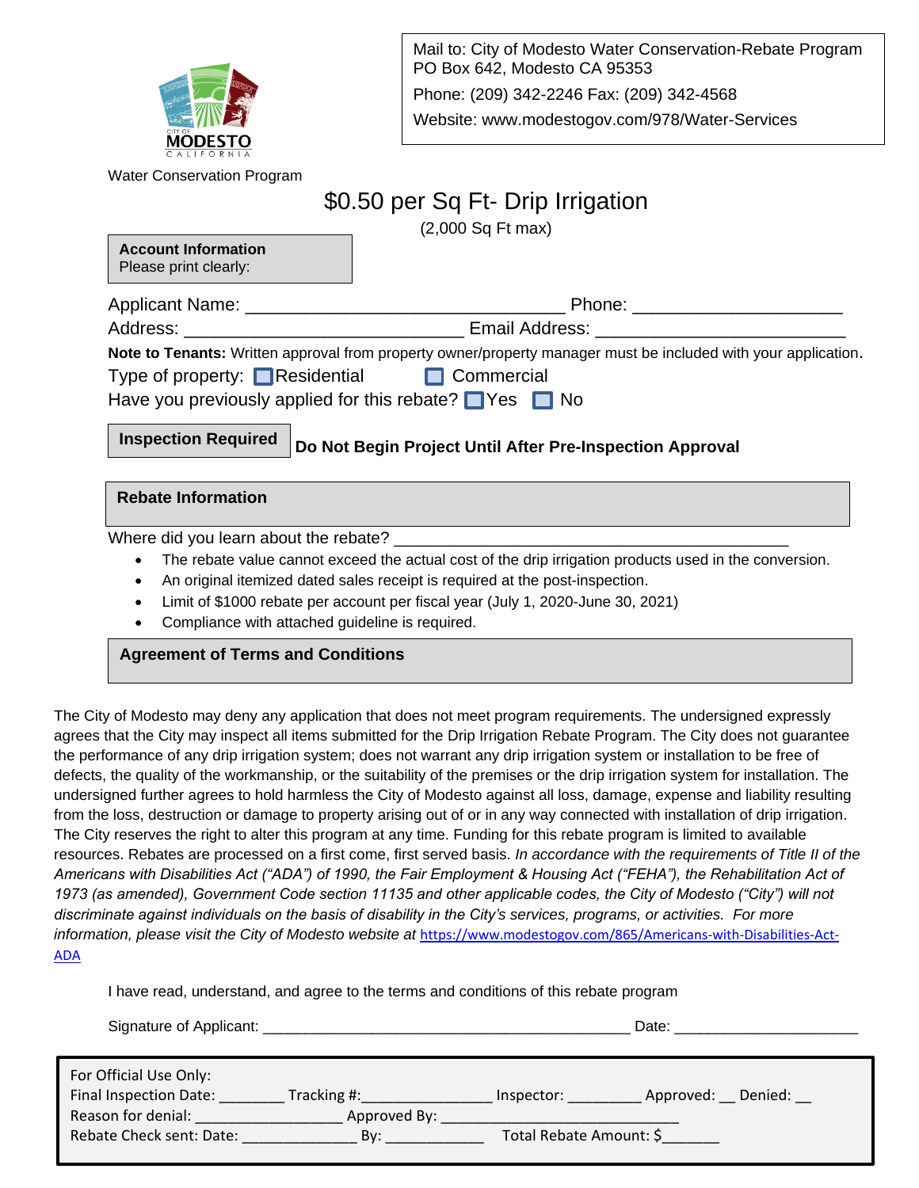Mail to: City of Modesto Water Conservation-Rebate Program
PO Box 642, Modesto CA 95353

Phone: (209) 342-2246 Fax: (209) 342-4568

Website: www.modestogov.com/978/Water-Services

CITY OF MODESTO CALIFORNIA

Water Conservation Program

# $0.50 per Sq Ft- Drip Irrigation

(2,000 Sq Ft max)

**Account Information**
Please print clearly:

Applicant Name: ________________________________ Phone: ____________________

Address: ____________________________ Email Address: _________________________

**Note to Tenants:** Written approval from property owner/property manager must be included with your application.

Type of property: ☐ Residential ☐ Commercial

Have you previously applied for this rebate? ☐ Yes ☐ No

**Inspection Required** **Do Not Begin Project Until After Pre-Inspection Approval**

**Rebate Information**

Where did you learn about the rebate? ________________________________________

- The rebate value cannot exceed the actual cost of the drip irrigation products used in the conversion.
- An original itemized dated sales receipt is required at the post-inspection.
- Limit of $1000 rebate per account per fiscal year (July 1, 2020-June 30, 2021)
- Compliance with attached guideline is required.

**Agreement of Terms and Conditions**

The City of Modesto may deny any application that does not meet program requirements. The undersigned expressly agrees that the City may inspect all items submitted for the Drip Irrigation Rebate Program. The City does not guarantee the performance of any drip irrigation system; does not warrant any drip irrigation system or installation to be free of defects, the quality of the workmanship, or the suitability of the premises or the drip irrigation system for installation. The undersigned further agrees to hold harmless the City of Modesto against all loss, damage, expense and liability resulting from the loss, destruction or damage to property arising out of or in any way connected with installation of drip irrigation. The City reserves the right to alter this program at any time. Funding for this rebate program is limited to available resources. Rebates are processed on a first come, first served basis. *In accordance with the requirements of Title II of the Americans with Disabilities Act ("ADA") of 1990, the Fair Employment & Housing Act ("FEHA"), the Rehabilitation Act of 1973 (as amended), Government Code section 11135 and other applicable codes, the City of Modesto ("City") will not discriminate against individuals on the basis of disability in the City's services, programs, or activities. For more information, please visit the City of Modesto website at* https://www.modestogov.com/865/Americans-with-Disabilities-Act-ADA

I have read, understand, and agree to the terms and conditions of this rebate program

Signature of Applicant: ___________________________________________ Date: ____________________

For Official Use Only:
Final Inspection Date: ________ Tracking #:_______________ Inspector: _________ Approved: __ Denied: __
Reason for denial: _________________ Approved By: ____________________________
Rebate Check sent: Date: ______________ By: ____________ Total Rebate Amount: $_______